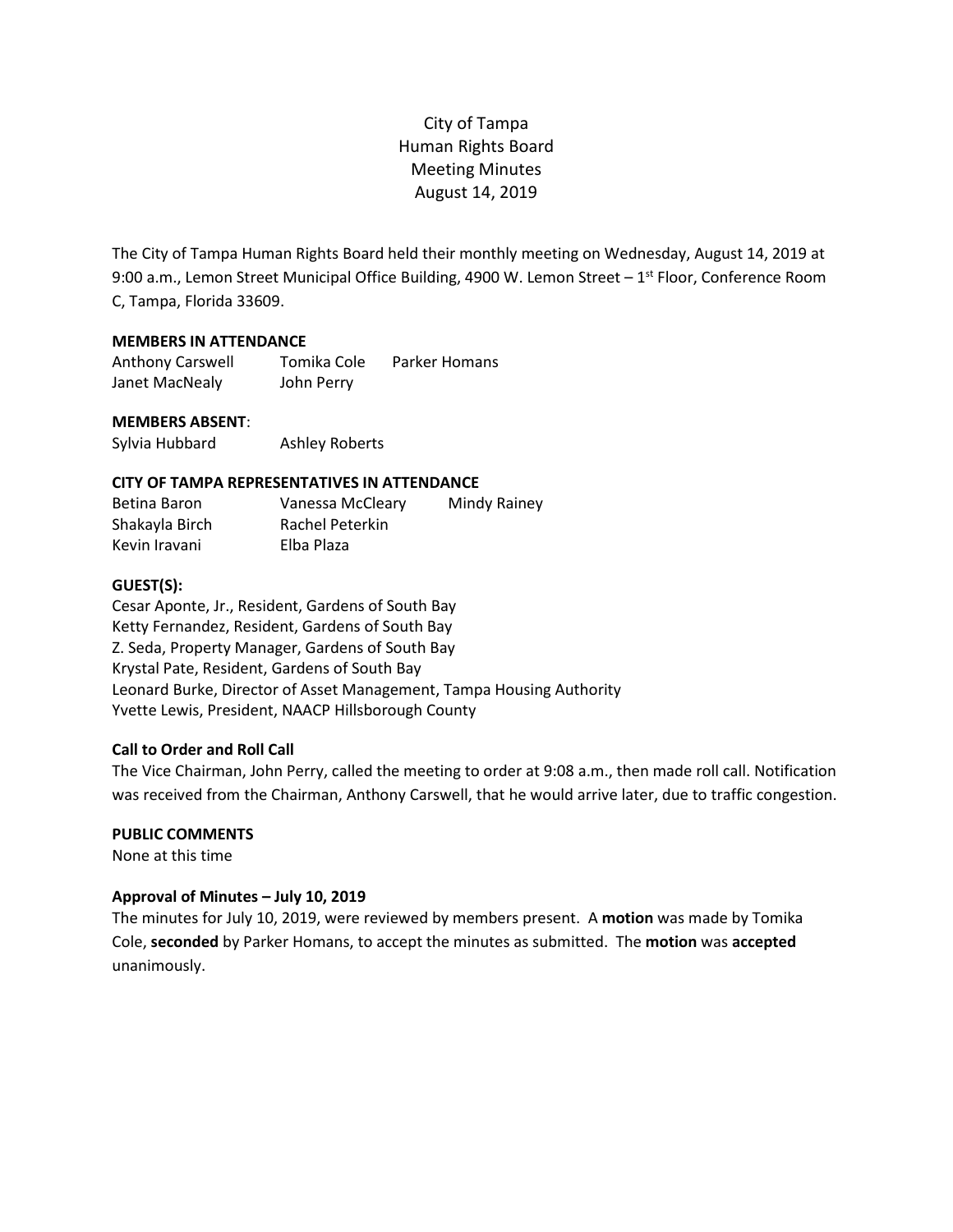# City of Tampa
# Human Rights Board
# Meeting Minutes
# August 14, 2019

The City of Tampa Human Rights Board held their monthly meeting on Wednesday, August 14, 2019 at 9:00 a.m., Lemon Street Municipal Office Building, 4900 W. Lemon Street – 1st Floor, Conference Room C, Tampa, Florida 33609.

**MEMBERS IN ATTENDANCE**

Anthony Carswell  Tomika Cole  Parker Homans
Janet MacNealy  John Perry

**MEMBERS ABSENT**:

Sylvia Hubbard  Ashley Roberts

**CITY OF TAMPA REPRESENTATIVES IN ATTENDANCE**

Betina Baron  Vanessa McCleary  Mindy Rainey
Shakayla Birch  Rachel Peterkin
Kevin Iravani  Elba Plaza

**GUEST(S):**

Cesar Aponte, Jr., Resident, Gardens of South Bay
Ketty Fernandez, Resident, Gardens of South Bay
Z. Seda, Property Manager, Gardens of South Bay
Krystal Pate, Resident, Gardens of South Bay
Leonard Burke, Director of Asset Management, Tampa Housing Authority
Yvette Lewis, President, NAACP Hillsborough County

**Call to Order and Roll Call**

The Vice Chairman, John Perry, called the meeting to order at 9:08 a.m., then made roll call. Notification was received from the Chairman, Anthony Carswell, that he would arrive later, due to traffic congestion.

**PUBLIC COMMENTS**

None at this time

**Approval of Minutes – July 10, 2019**

The minutes for July 10, 2019, were reviewed by members present. A **motion** was made by Tomika Cole, **seconded** by Parker Homans, to accept the minutes as submitted. The **motion** was **accepted** unanimously.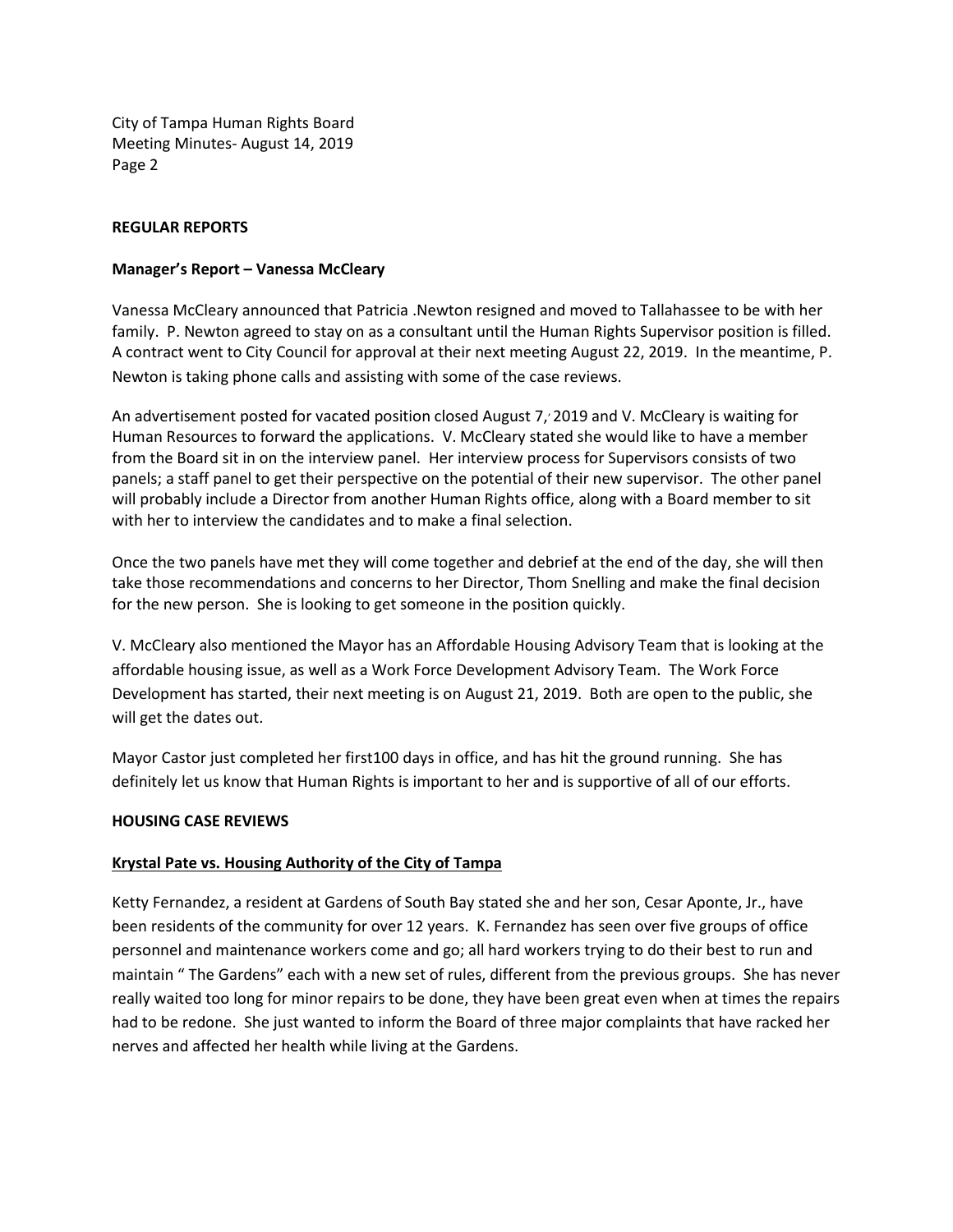**REGULAR REPORTS**

**Manager's Report – Vanessa McCleary**

Vanessa McCleary announced that Patricia .Newton resigned and moved to Tallahassee to be with her family. P. Newton agreed to stay on as a consultant until the Human Rights Supervisor position is filled. A contract went to City Council for approval at their next meeting August 22, 2019. In the meantime, P. Newton is taking phone calls and assisting with some of the case reviews.

An advertisement posted for vacated position closed August 7, 2019 and V. McCleary is waiting for Human Resources to forward the applications. V. McCleary stated she would like to have a member from the Board sit in on the interview panel. Her interview process for Supervisors consists of two panels; a staff panel to get their perspective on the potential of their new supervisor. The other panel will probably include a Director from another Human Rights office, along with a Board member to sit with her to interview the candidates and to make a final selection.

Once the two panels have met they will come together and debrief at the end of the day, she will then take those recommendations and concerns to her Director, Thom Snelling and make the final decision for the new person. She is looking to get someone in the position quickly.

V. McCleary also mentioned the Mayor has an Affordable Housing Advisory Team that is looking at the affordable housing issue, as well as a Work Force Development Advisory Team. The Work Force Development has started, their next meeting is on August 21, 2019. Both are open to the public, she will get the dates out.

Mayor Castor just completed her first100 days in office, and has hit the ground running. She has definitely let us know that Human Rights is important to her and is supportive of all of our efforts.

**HOUSING CASE REVIEWS**

**Krystal Pate vs. Housing Authority of the City of Tampa**

Ketty Fernandez, a resident at Gardens of South Bay stated she and her son, Cesar Aponte, Jr., have been residents of the community for over 12 years. K. Fernandez has seen over five groups of office personnel and maintenance workers come and go; all hard workers trying to do their best to run and maintain " The Gardens" each with a new set of rules, different from the previous groups. She has never really waited too long for minor repairs to be done, they have been great even when at times the repairs had to be redone. She just wanted to inform the Board of three major complaints that have racked her nerves and affected her health while living at the Gardens.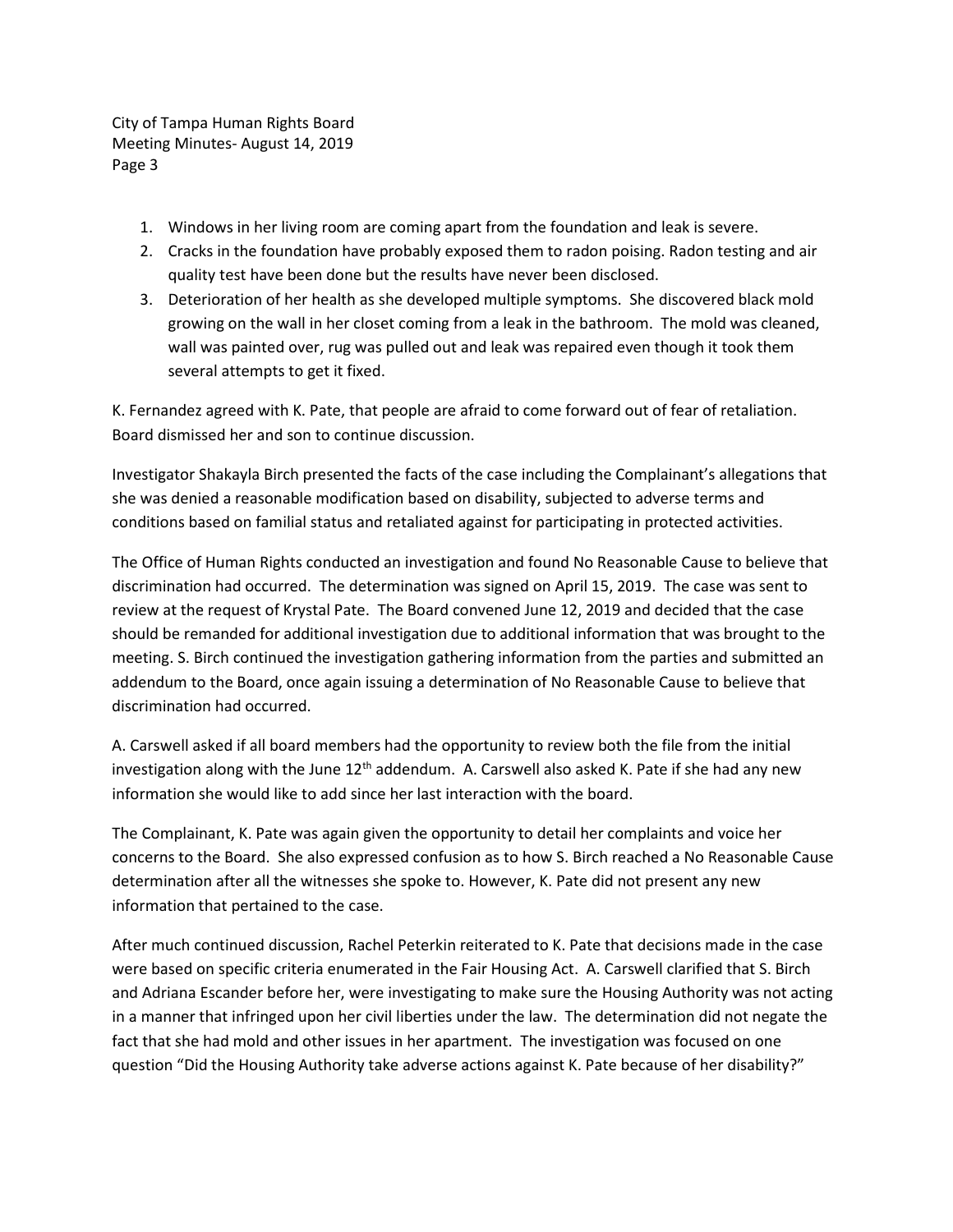1. Windows in her living room are coming apart from the foundation and leak is severe.
2. Cracks in the foundation have probably exposed them to radon poising. Radon testing and air quality test have been done but the results have never been disclosed.
3. Deterioration of her health as she developed multiple symptoms. She discovered black mold growing on the wall in her closet coming from a leak in the bathroom. The mold was cleaned, wall was painted over, rug was pulled out and leak was repaired even though it took them several attempts to get it fixed.

K. Fernandez agreed with K. Pate, that people are afraid to come forward out of fear of retaliation. Board dismissed her and son to continue discussion.

Investigator Shakayla Birch presented the facts of the case including the Complainant's allegations that she was denied a reasonable modification based on disability, subjected to adverse terms and conditions based on familial status and retaliated against for participating in protected activities.

The Office of Human Rights conducted an investigation and found No Reasonable Cause to believe that discrimination had occurred. The determination was signed on April 15, 2019. The case was sent to review at the request of Krystal Pate. The Board convened June 12, 2019 and decided that the case should be remanded for additional investigation due to additional information that was brought to the meeting. S. Birch continued the investigation gathering information from the parties and submitted an addendum to the Board, once again issuing a determination of No Reasonable Cause to believe that discrimination had occurred.

A. Carswell asked if all board members had the opportunity to review both the file from the initial investigation along with the June 12th addendum. A. Carswell also asked K. Pate if she had any new information she would like to add since her last interaction with the board.

The Complainant, K. Pate was again given the opportunity to detail her complaints and voice her concerns to the Board. She also expressed confusion as to how S. Birch reached a No Reasonable Cause determination after all the witnesses she spoke to. However, K. Pate did not present any new information that pertained to the case.

After much continued discussion, Rachel Peterkin reiterated to K. Pate that decisions made in the case were based on specific criteria enumerated in the Fair Housing Act. A. Carswell clarified that S. Birch and Adriana Escander before her, were investigating to make sure the Housing Authority was not acting in a manner that infringed upon her civil liberties under the law. The determination did not negate the fact that she had mold and other issues in her apartment. The investigation was focused on one question "Did the Housing Authority take adverse actions against K. Pate because of her disability?"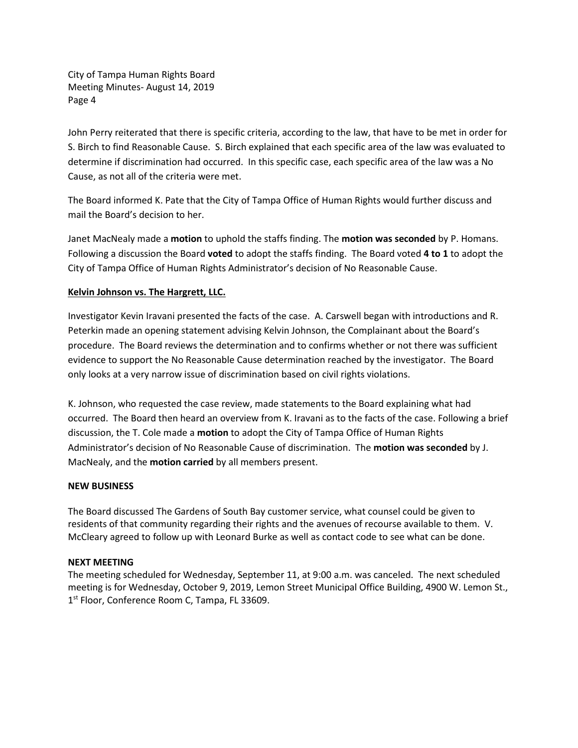John Perry reiterated that there is specific criteria, according to the law, that have to be met in order for S. Birch to find Reasonable Cause. S. Birch explained that each specific area of the law was evaluated to determine if discrimination had occurred. In this specific case, each specific area of the law was a No Cause, as not all of the criteria were met.

The Board informed K. Pate that the City of Tampa Office of Human Rights would further discuss and mail the Board's decision to her.

Janet MacNealy made a **motion** to uphold the staffs finding. The **motion was seconded** by P. Homans. Following a discussion the Board **voted** to adopt the staffs finding. The Board voted **4 to 1** to adopt the City of Tampa Office of Human Rights Administrator's decision of No Reasonable Cause.

**Kelvin Johnson vs. The Hargrett, LLC.**

Investigator Kevin Iravani presented the facts of the case. A. Carswell began with introductions and R. Peterkin made an opening statement advising Kelvin Johnson, the Complainant about the Board's procedure. The Board reviews the determination and to confirms whether or not there was sufficient evidence to support the No Reasonable Cause determination reached by the investigator. The Board only looks at a very narrow issue of discrimination based on civil rights violations.

K. Johnson, who requested the case review, made statements to the Board explaining what had occurred. The Board then heard an overview from K. Iravani as to the facts of the case. Following a brief discussion, the T. Cole made a **motion** to adopt the City of Tampa Office of Human Rights Administrator's decision of No Reasonable Cause of discrimination. The **motion was seconded** by J. MacNealy, and the **motion carried** by all members present.

**NEW BUSINESS**

The Board discussed The Gardens of South Bay customer service, what counsel could be given to residents of that community regarding their rights and the avenues of recourse available to them. V. McCleary agreed to follow up with Leonard Burke as well as contact code to see what can be done.

**NEXT MEETING**

The meeting scheduled for Wednesday, September 11, at 9:00 a.m. was canceled. The next scheduled meeting is for Wednesday, October 9, 2019, Lemon Street Municipal Office Building, 4900 W. Lemon St., 1st Floor, Conference Room C, Tampa, FL 33609.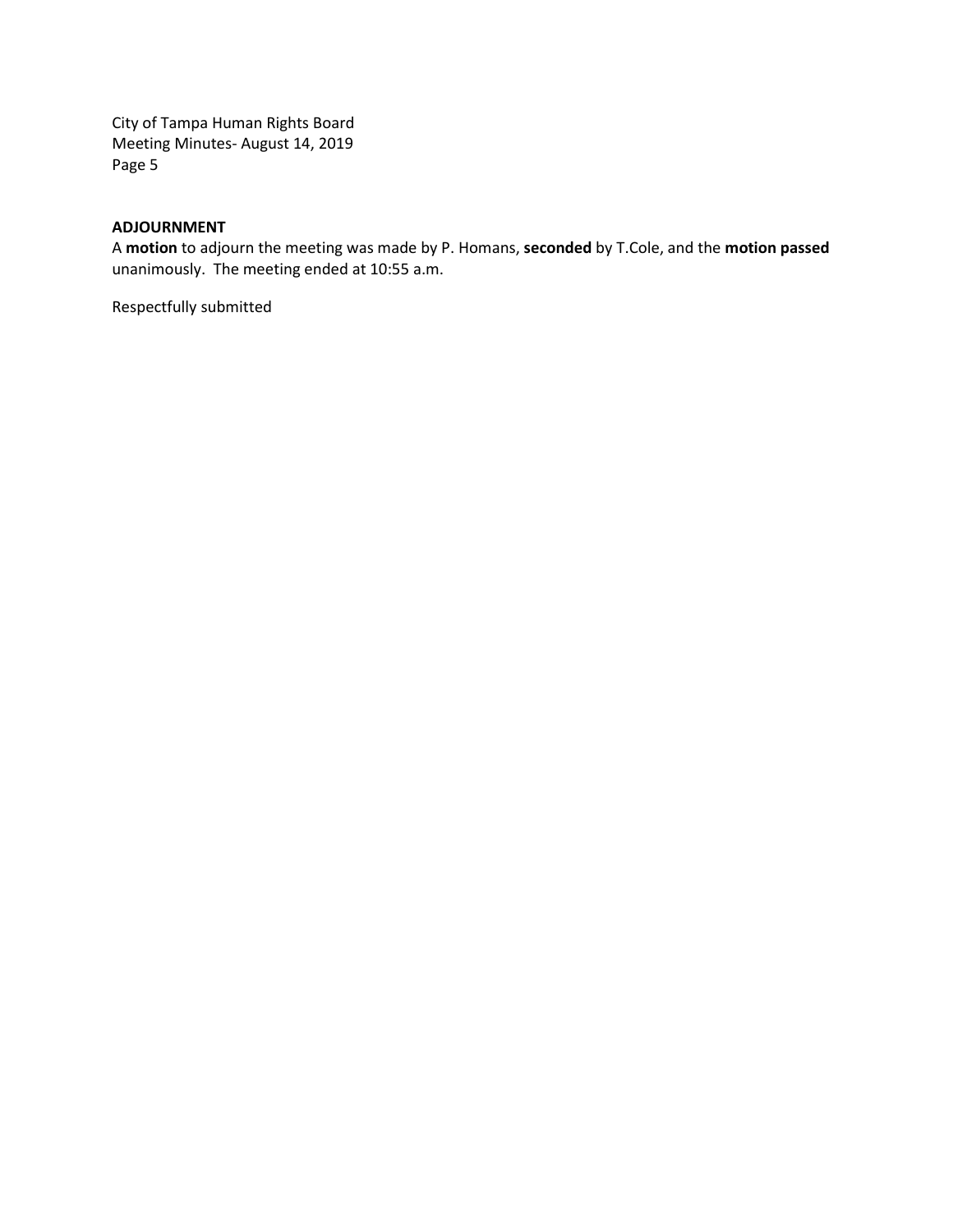## ADJOURNMENT

A **motion** to adjourn the meeting was made by P. Homans, **seconded** by T.Cole, and the **motion passed** unanimously. The meeting ended at 10:55 a.m.

Respectfully submitted